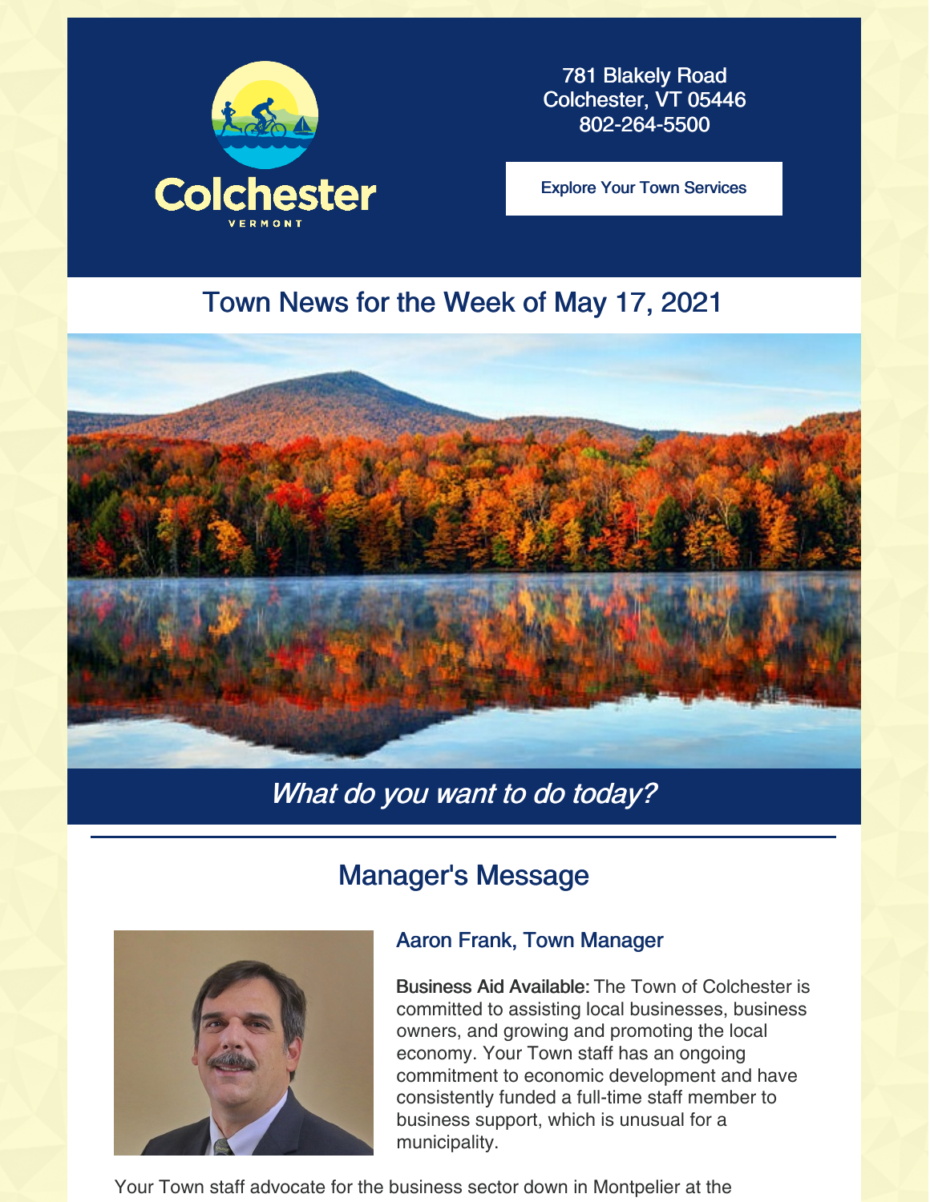Colchester

VERMONT

781 Blakely Road
Colchester, VT 05446
802-264-5500

Explore Your Town Services

## Town News for the Week of May 17, 2021

*What do you want to do today?*

## Manager's Message

### Aaron Frank, Town Manager

**Business Aid Available:** The Town of Colchester is committed to assisting local businesses, business owners, and growing and promoting the local economy. Your Town staff has an ongoing commitment to economic development and have consistently funded a full-time staff member to business support, which is unusual for a municipality.

Your Town staff advocate for the business sector down in Montpelier at the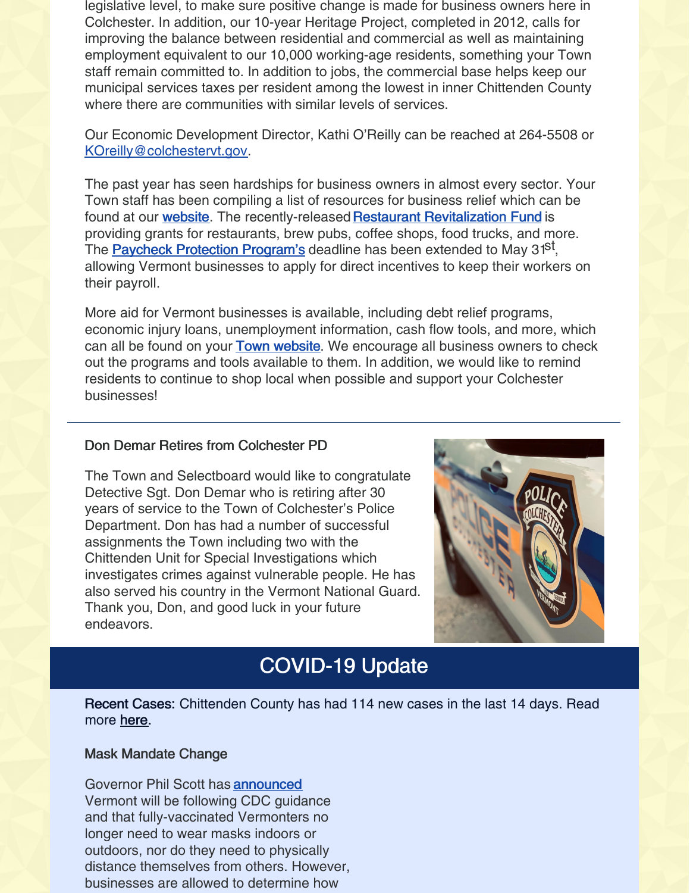legislative level, to make sure positive change is made for business owners here in Colchester. In addition, our 10-year Heritage Project, completed in 2012, calls for improving the balance between residential and commercial as well as maintaining employment equivalent to our 10,000 working-age residents, something your Town staff remain committed to. In addition to jobs, the commercial base helps keep our municipal services taxes per resident among the lowest in inner Chittenden County where there are communities with similar levels of services.

Our Economic Development Director, Kathi O'Reilly can be reached at 264-5508 or KOreilly@colchestervt.gov.

The past year has seen hardships for business owners in almost every sector. Your Town staff has been compiling a list of resources for business relief which can be found at our website. The recently-released Restaurant Revitalization Fund is providing grants for restaurants, brew pubs, coffee shops, food trucks, and more. The Paycheck Protection Program's deadline has been extended to May 31st, allowing Vermont businesses to apply for direct incentives to keep their workers on their payroll.

More aid for Vermont businesses is available, including debt relief programs, economic injury loans, unemployment information, cash flow tools, and more, which can all be found on your Town website. We encourage all business owners to check out the programs and tools available to them. In addition, we would like to remind residents to continue to shop local when possible and support your Colchester businesses!

---

### Don Demar Retires from Colchester PD

The Town and Selectboard would like to congratulate Detective Sgt. Don Demar who is retiring after 30 years of service to the Town of Colchester's Police Department. Don has had a number of successful assignments the Town including two with the Chittenden Unit for Special Investigations which investigates crimes against vulnerable people. He has also served his country in the Vermont National Guard. Thank you, Don, and good luck in your future endeavors.

## COVID-19 Update

**Recent Cases:** Chittenden County has had 114 new cases in the last 14 days. Read more here.

### Mask Mandate Change

Governor Phil Scott has announced Vermont will be following CDC guidance and that fully-vaccinated Vermonters no longer need to wear masks indoors or outdoors, nor do they need to physically distance themselves from others. However, businesses are allowed to determine how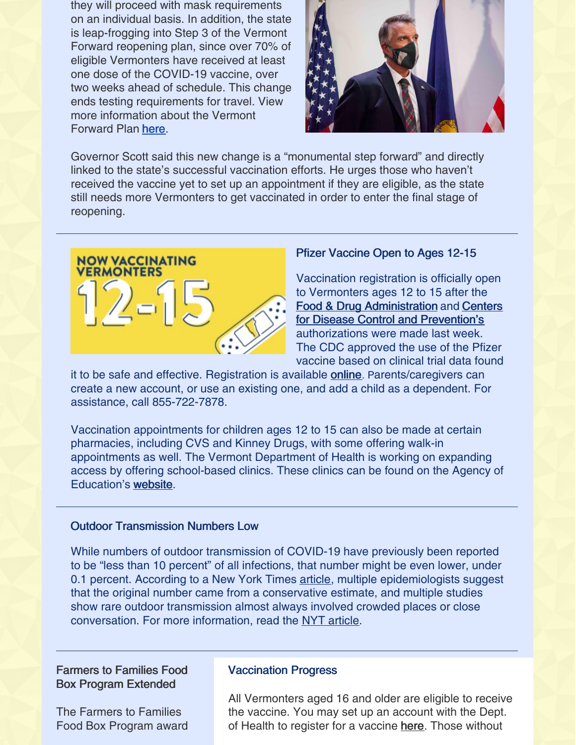they will proceed with mask requirements on an individual basis. In addition, the state is leap-frogging into Step 3 of the Vermont Forward reopening plan, since over 70% of eligible Vermonters have received at least one dose of the COVID-19 vaccine, over two weeks ahead of schedule. This change ends testing requirements for travel. View more information about the Vermont Forward Plan here.

Governor Scott said this new change is a "monumental step forward" and directly linked to the state's successful vaccination efforts. He urges those who haven't received the vaccine yet to set up an appointment if they are eligible, as the state still needs more Vermonters to get vaccinated in order to enter the final stage of reopening.

---

### Pfizer Vaccine Open to Ages 12-15

Vaccination registration is officially open to Vermonters ages 12 to 15 after the Food & Drug Administration and Centers for Disease Control and Prevention's authorizations were made last week. The CDC approved the use of the Pfizer vaccine based on clinical trial data found it to be safe and effective. Registration is available online. Parents/caregivers can create a new account, or use an existing one, and add a child as a dependent. For assistance, call 855-722-7878.

Vaccination appointments for children ages 12 to 15 can also be made at certain pharmacies, including CVS and Kinney Drugs, with some offering walk-in appointments as well. The Vermont Department of Health is working on expanding access by offering school-based clinics. These clinics can be found on the Agency of Education's website.

---

### Outdoor Transmission Numbers Low

While numbers of outdoor transmission of COVID-19 have previously been reported to be "less than 10 percent" of all infections, that number might be even lower, under 0.1 percent. According to a New York Times article, multiple epidemiologists suggest that the original number came from a conservative estimate, and multiple studies show rare outdoor transmission almost always involved crowded places or close conversation. For more information, read the NYT article.

---

### Farmers to Families Food Box Program Extended

The Farmers to Families Food Box Program award

### Vaccination Progress

All Vermonters aged 16 and older are eligible to receive the vaccine. You may set up an account with the Dept. of Health to register for a vaccine here. Those without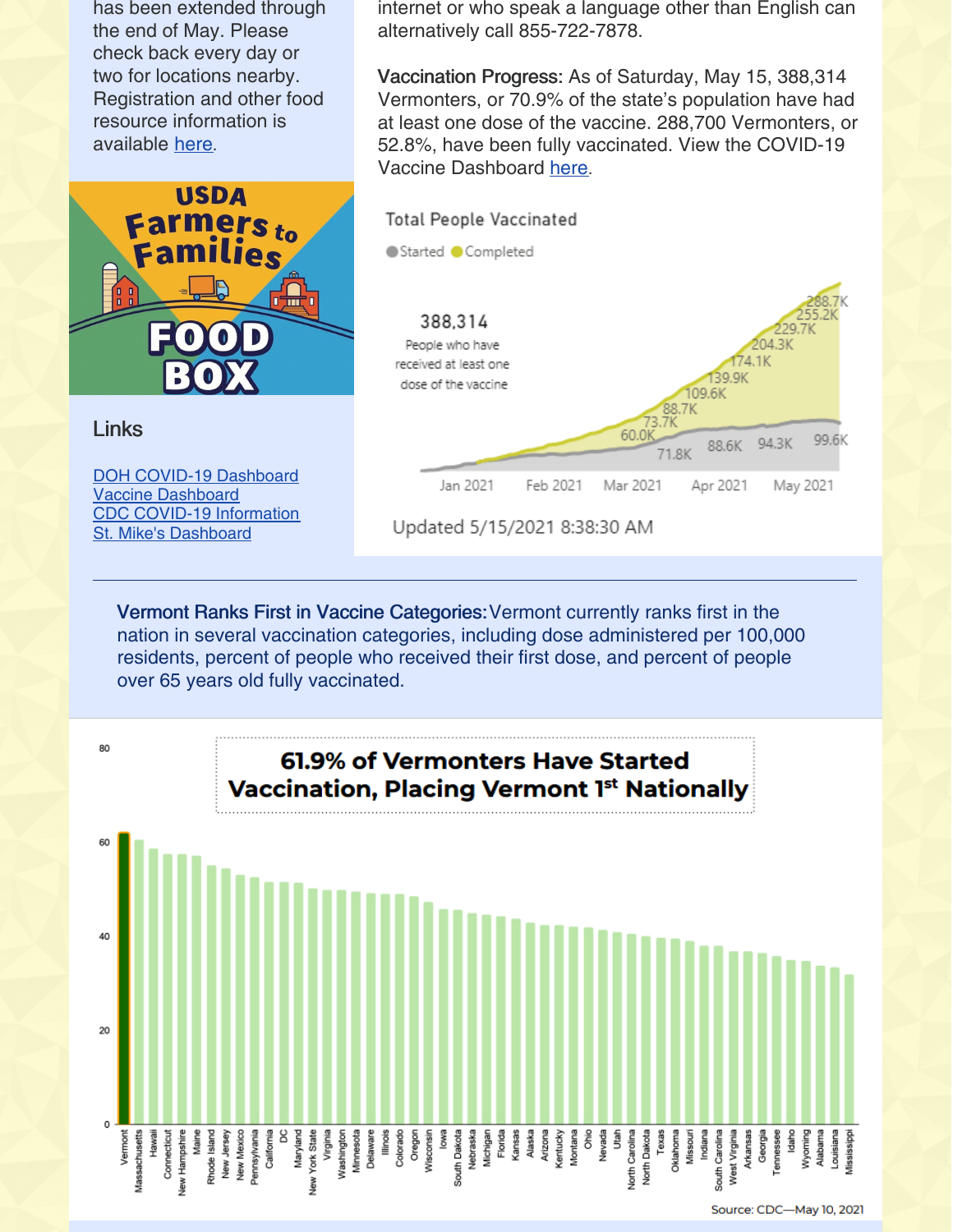has been extended through the end of May. Please check back every day or two for locations nearby. Registration and other food resource information is available here.

USDA Farmers to Families FOOD BOX

## Links

- DOH COVID-19 Dashboard
- Vaccine Dashboard
- CDC COVID-19 Information
- St. Mike's Dashboard

internet or who speak a language other than English can alternatively call 855-722-7878.

**Vaccination Progress:** As of Saturday, May 15, 388,314 Vermonters, or 70.9% of the state's population have had at least one dose of the vaccine. 288,700 Vermonters, or 52.8%, have been fully vaccinated. View the COVID-19 Vaccine Dashboard here.

Total People Vaccinated

Started Completed

388,314 People who have received at least one dose of the vaccine

Updated 5/15/2021 8:38:30 AM

---

**Vermont Ranks First in Vaccine Categories:** Vermont currently ranks first in the nation in several vaccination categories, including dose administered per 100,000 residents, percent of people who received their first dose, and percent of people over 65 years old fully vaccinated.

61.9% of Vermonters Have Started Vaccination, Placing Vermont 1st Nationally

Source: CDC—May 10, 2021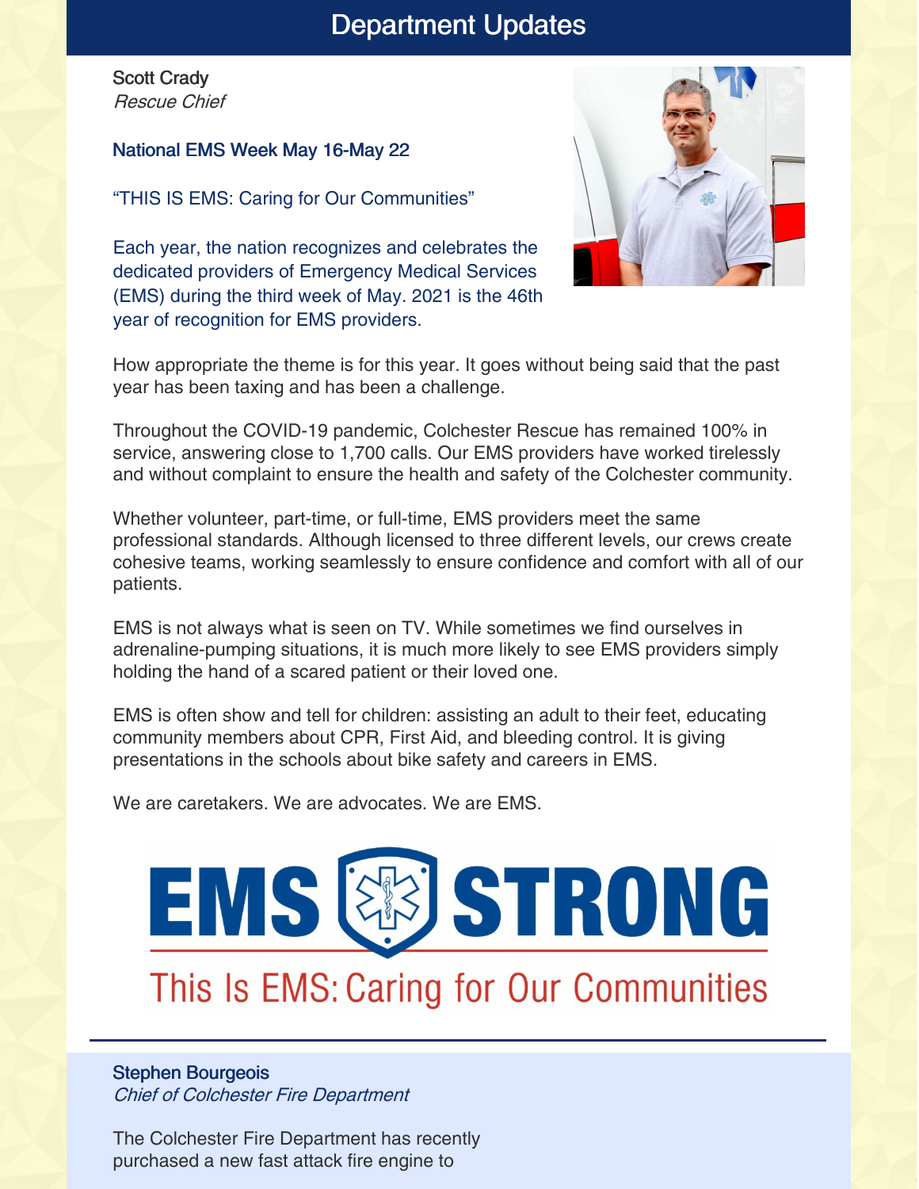# Department Updates

Scott Crady
*Rescue Chief*

## National EMS Week May 16-May 22

"THIS IS EMS: Caring for Our Communities"

Each year, the nation recognizes and celebrates the dedicated providers of Emergency Medical Services (EMS) during the third week of May. 2021 is the 46th year of recognition for EMS providers.

How appropriate the theme is for this year. It goes without being said that the past year has been taxing and has been a challenge.

Throughout the COVID-19 pandemic, Colchester Rescue has remained 100% in service, answering close to 1,700 calls. Our EMS providers have worked tirelessly and without complaint to ensure the health and safety of the Colchester community.

Whether volunteer, part-time, or full-time, EMS providers meet the same professional standards. Although licensed to three different levels, our crews create cohesive teams, working seamlessly to ensure confidence and comfort with all of our patients.

EMS is not always what is seen on TV. While sometimes we find ourselves in adrenaline-pumping situations, it is much more likely to see EMS providers simply holding the hand of a scared patient or their loved one.

EMS is often show and tell for children: assisting an adult to their feet, educating community members about CPR, First Aid, and bleeding control. It is giving presentations in the schools about bike safety and careers in EMS.

We are caretakers. We are advocates. We are EMS.

EMS STRONG

This Is EMS: Caring for Our Communities

---

Stephen Bourgeois
*Chief of Colchester Fire Department*

The Colchester Fire Department has recently purchased a new fast attack fire engine to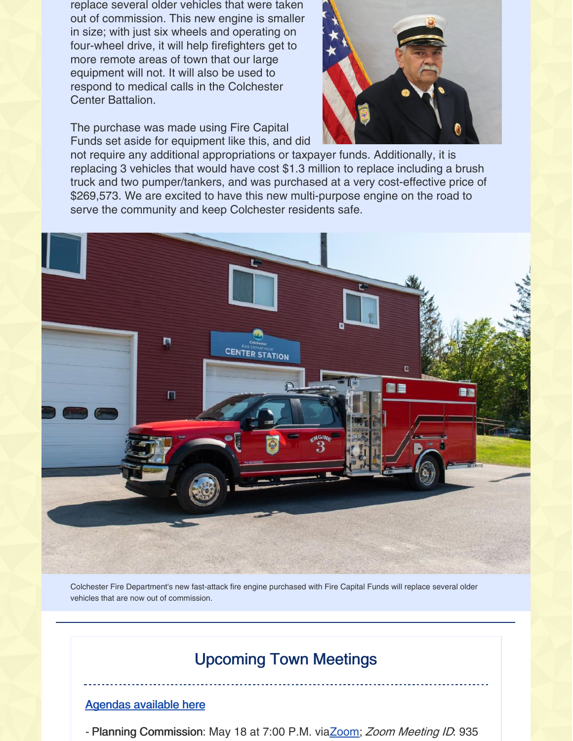replace several older vehicles that were taken out of commission. This new engine is smaller in size; with just six wheels and operating on four-wheel drive, it will help firefighters get to more remote areas of town that our large equipment will not. It will also be used to respond to medical calls in the Colchester Center Battalion.

The purchase was made using Fire Capital Funds set aside for equipment like this, and did not require any additional appropriations or taxpayer funds. Additionally, it is replacing 3 vehicles that would have cost $1.3 million to replace including a brush truck and two pumper/tankers, and was purchased at a very cost-effective price of $269,573. We are excited to have this new multi-purpose engine on the road to serve the community and keep Colchester residents safe.

Colchester Fire Department's new fast-attack fire engine purchased with Fire Capital Funds will replace several older vehicles that are now out of commission.

---

## Upcoming Town Meetings

[Agendas available here]

- **Planning Commission**: May 18 at 7:00 P.M. via[Zoom]; *Zoom Meeting ID*: 935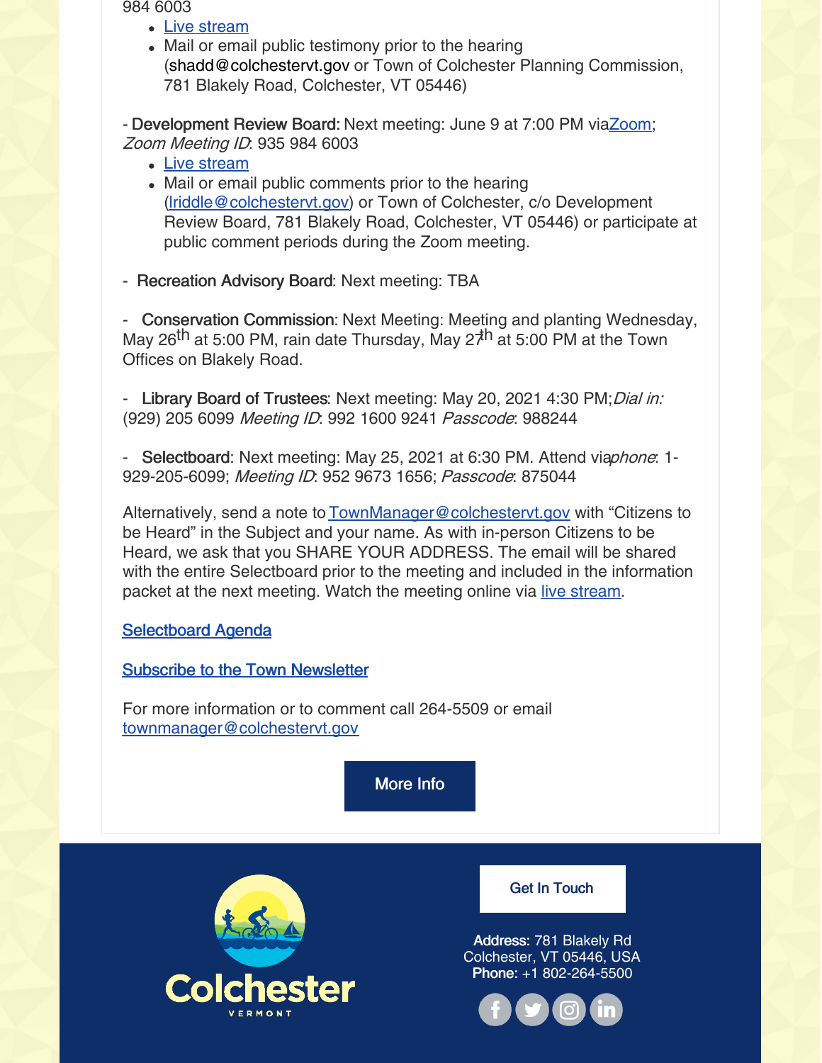984 6003

- Live stream
- Mail or email public testimony prior to the hearing (shadd@colchestervt.gov or Town of Colchester Planning Commission, 781 Blakely Road, Colchester, VT 05446)

- **Development Review Board:** Next meeting: June 9 at 7:00 PM viaZoom; *Zoom Meeting ID*: 935 984 6003

- Live stream
- Mail or email public comments prior to the hearing (lriddle@colchestervt.gov) or Town of Colchester, c/o Development Review Board, 781 Blakely Road, Colchester, VT 05446) or participate at public comment periods during the Zoom meeting.

- **Recreation Advisory Board**: Next meeting: TBA

- **Conservation Commission**: Next Meeting: Meeting and planting Wednesday, May 26th at 5:00 PM, rain date Thursday, May 27th at 5:00 PM at the Town Offices on Blakely Road.

- **Library Board of Trustees**: Next meeting: May 20, 2021 4:30 PM;*Dial in:* (929) 205 6099 *Meeting ID*: 992 1600 9241 *Passcode*: 988244

- **Selectboard**: Next meeting: May 25, 2021 at 6:30 PM. Attend via*phone*: 1-929-205-6099; *Meeting ID*: 952 9673 1656; *Passcode*: 875044

Alternatively, send a note to TownManager@colchestervt.gov with "Citizens to be Heard" in the Subject and your name. As with in-person Citizens to be Heard, we ask that you SHARE YOUR ADDRESS. The email will be shared with the entire Selectboard prior to the meeting and included in the information packet at the next meeting. Watch the meeting online via live stream.

Selectboard Agenda

Subscribe to the Town Newsletter

For more information or to comment call 264-5509 or email townmanager@colchestervt.gov

More Info

Colchester
VERMONT

Get In Touch

**Address:** 781 Blakely Rd
Colchester, VT 05446, USA
**Phone:** +1 802-264-5500